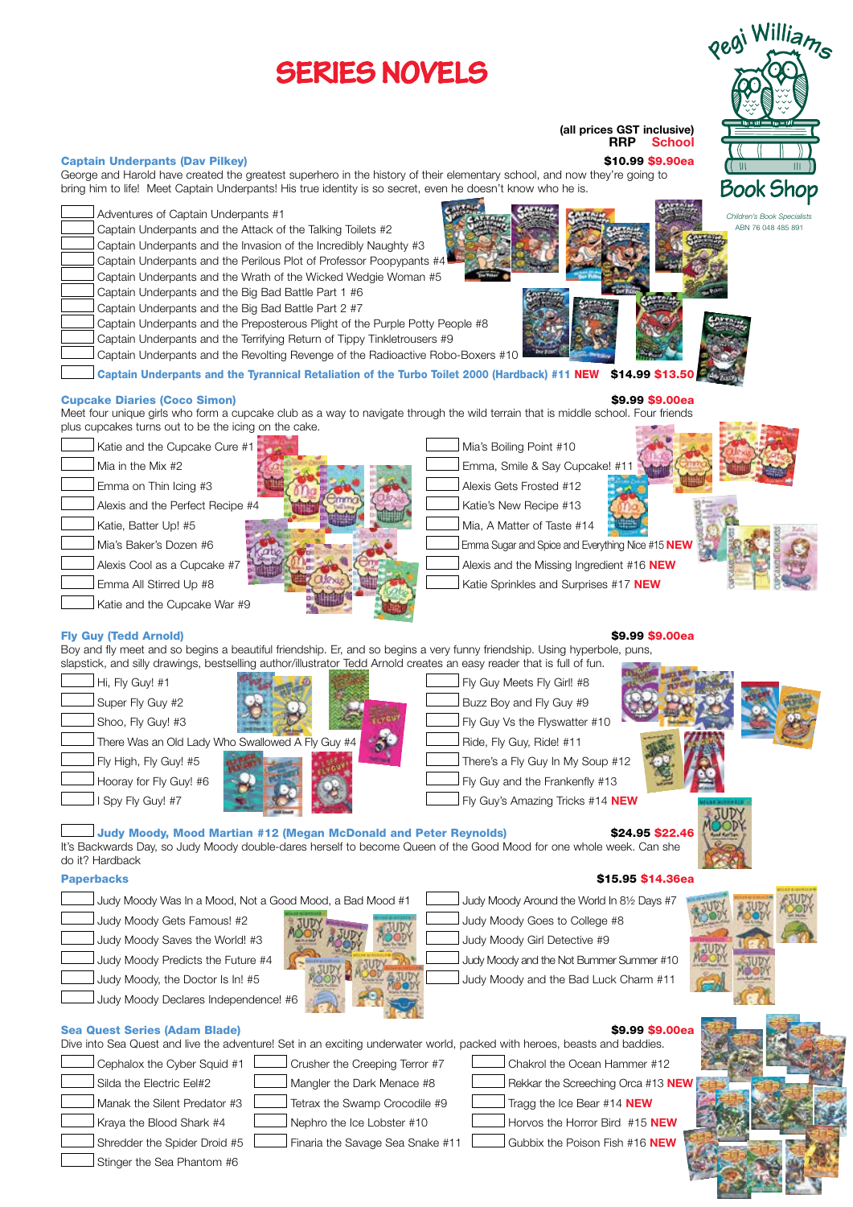# SERIES NOVELS

**Pegi Williams Book Shop**
Children's Book Specialists
ABN 76 048 485 891

(all prices GST inclusive)
**RRP School**

## Captain Underpants (Dav Pilkey)

**$10.99 $9.90ea**

George and Harold have created the greatest superhero in the history of their elementary school, and now they're going to bring him to life! Meet Captain Underpants! His true identity is so secret, even he doesn't know who he is.

- Adventures of Captain Underpants #1
- Captain Underpants and the Attack of the Talking Toilets #2
- Captain Underpants and the Invasion of the Incredibly Naughty #3
- Captain Underpants and the Perilous Plot of Professor Poopypants #4
- Captain Underpants and the Wrath of the Wicked Wedgie Woman #5
- Captain Underpants and the Big Bad Battle Part 1 #6
- Captain Underpants and the Big Bad Battle Part 2 #7
- Captain Underpants and the Preposterous Plight of the Purple Potty People #8
- Captain Underpants and the Terrifying Return of Tippy Tinkletrousers #9
- Captain Underpants and the Revolting Revenge of the Radioactive Robo-Boxers #10
- **Captain Underpants and the Tyrannical Retaliation of the Turbo Toilet 2000 (Hardback) #11 NEW** **$14.99 $13.50**

## Cupcake Diaries (Coco Simon)

**$9.99 $9.00ea**

Meet four unique girls who form a cupcake club as a way to navigate through the wild terrain that is middle school. Four friends plus cupcakes turns out to be the icing on the cake.

- Katie and the Cupcake Cure #1
- Mia in the Mix #2
- Emma on Thin Icing #3
- Alexis and the Perfect Recipe #4
- Katie, Batter Up! #5
- Mia's Baker's Dozen #6
- Alexis Cool as a Cupcake #7
- Emma All Stirred Up #8
- Katie and the Cupcake War #9
- Mia's Boiling Point #10
- Emma, Smile & Say Cupcake! #11
- Alexis Gets Frosted #12
- Katie's New Recipe #13
- Mia, A Matter of Taste #14
- Emma Sugar and Spice and Everything Nice #15 **NEW**
- Alexis and the Missing Ingredient #16 **NEW**
- Katie Sprinkles and Surprises #17 **NEW**

## Fly Guy (Tedd Arnold)

**$9.99 $9.00ea**

Boy and fly meet and so begins a beautiful friendship. Er, and so begins a very funny friendship. Using hyperbole, puns, slapstick, and silly drawings, bestselling author/illustrator Tedd Arnold creates an easy reader that is full of fun.

- Hi, Fly Guy! #1
- Super Fly Guy #2
- Shoo, Fly Guy! #3
- There Was an Old Lady Who Swallowed A Fly Guy #4
- Fly High, Fly Guy! #5
- Hooray for Fly Guy! #6
- I Spy Fly Guy! #7
- Fly Guy Meets Fly Girl! #8
- Buzz Boy and Fly Guy #9
- Fly Guy Vs the Flyswatter #10
- Ride, Fly Guy, Ride! #11
- There's a Fly Guy In My Soup #12
- Fly Guy and the Frankenfly #13
- Fly Guy's Amazing Tricks #14 **NEW**

## Judy Moody, Mood Martian #12 (Megan McDonald and Peter Reynolds)

**$24.95 $22.46**

It's Backwards Day, so Judy Moody double-dares herself to become Queen of the Good Mood for one whole week. Can she do it? Hardback

### Paperbacks

**$15.95 $14.36ea**

- Judy Moody Was In a Mood, Not a Good Mood, a Bad Mood #1
- Judy Moody Gets Famous! #2
- Judy Moody Saves the World! #3
- Judy Moody Predicts the Future #4
- Judy Moody, the Doctor Is In! #5
- Judy Moody Declares Independence! #6
- Judy Moody Around the World In 8½ Days #7
- Judy Moody Goes to College #8
- Judy Moody Girl Detective #9
- Judy Moody and the Not Bummer Summer #10
- Judy Moody and the Bad Luck Charm #11

## Sea Quest Series (Adam Blade)

**$9.99 $9.00ea**

Dive into Sea Quest and live the adventure! Set in an exciting underwater world, packed with heroes, beasts and baddies.

- Cephalox the Cyber Squid #1
- Silda the Electric Eel#2
- Manak the Silent Predator #3
- Kraya the Blood Shark #4
- Shredder the Spider Droid #5
- Stinger the Sea Phantom #6
- Crusher the Creeping Terror #7
- Mangler the Dark Menace #8
- Tetrax the Swamp Crocodile #9
- Nephro the Ice Lobster #10
- Finaria the Savage Sea Snake #11
- Chakrol the Ocean Hammer #12
- Rekkar the Screeching Orca #13 **NEW**
- Tragg the Ice Bear #14 **NEW**
- Horvos the Horror Bird #15 **NEW**
- Gubbix the Poison Fish #16 **NEW**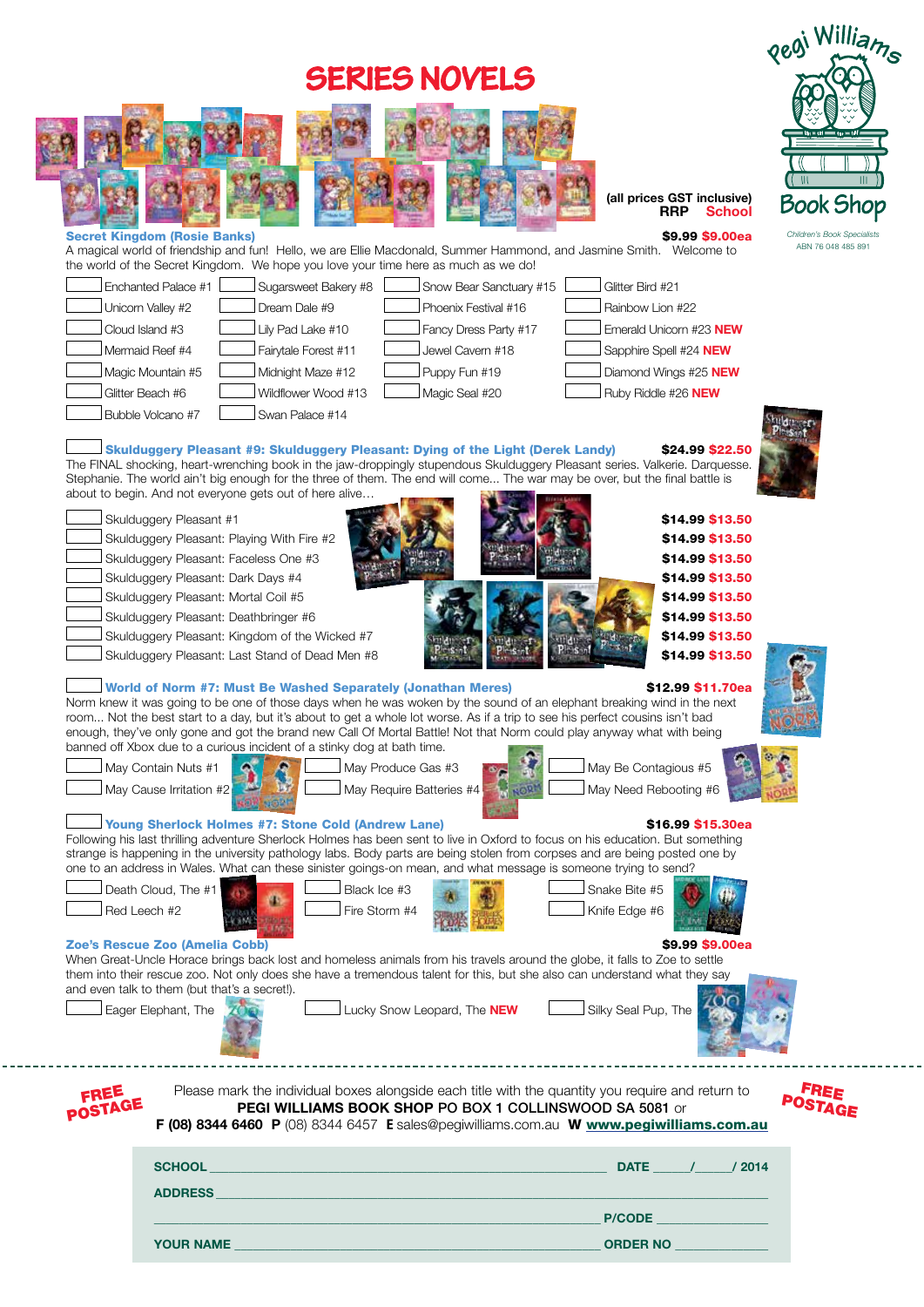# SERIES NOVELS

**Pegi Williams Book Shop**
*Children's Book Specialists*
ABN 76 048 485 891

(all prices GST inclusive)
**RRP School**

**Secret Kingdom (Rosie Banks)** **$9.99 $9.00ea**

A magical world of friendship and fun! Hello, we are Ellie Macdonald, Summer Hammond, and Jasmine Smith. Welcome to the world of the Secret Kingdom. We hope you love your time here as much as we do!

| | | | |
|---|---|---|---|
| Enchanted Palace #1 | Sugarsweet Bakery #8 | Snow Bear Sanctuary #15 | Glitter Bird #21 |
| Unicorn Valley #2 | Dream Dale #9 | Phoenix Festival #16 | Rainbow Lion #22 |
| Cloud Island #3 | Lily Pad Lake #10 | Fancy Dress Party #17 | Emerald Unicorn #23 **NEW** |
| Mermaid Reef #4 | Fairytale Forest #11 | Jewel Cavern #18 | Sapphire Spell #24 **NEW** |
| Magic Mountain #5 | Midnight Maze #12 | Puppy Fun #19 | Diamond Wings #25 **NEW** |
| Glitter Beach #6 | Wildflower Wood #13 | Magic Seal #20 | Ruby Riddle #26 **NEW** |
| Bubble Volcano #7 | Swan Palace #14 | | |

**Skulduggery Pleasant #9: Skulduggery Pleasant: Dying of the Light (Derek Landy)** **$24.99 $22.50**

The FINAL shocking, heart-wrenching book in the jaw-droppingly stupendous Skulduggery Pleasant series. Valkerie. Darquesse. Stephanie. The world ain't big enough for the three of them. The end will come... The war may be over, but the final battle is about to begin. And not everyone gets out of here alive…

| | RRP | School |
|---|---|---|
| Skulduggery Pleasant #1 | $14.99 | $13.50 |
| Skulduggery Pleasant: Playing With Fire #2 | $14.99 | $13.50 |
| Skulduggery Pleasant: Faceless One #3 | $14.99 | $13.50 |
| Skulduggery Pleasant: Dark Days #4 | $14.99 | $13.50 |
| Skulduggery Pleasant: Mortal Coil #5 | $14.99 | $13.50 |
| Skulduggery Pleasant: Deathbringer #6 | $14.99 | $13.50 |
| Skulduggery Pleasant: Kingdom of the Wicked #7 | $14.99 | $13.50 |
| Skulduggery Pleasant: Last Stand of Dead Men #8 | $14.99 | $13.50 |

**World of Norm #7: Must Be Washed Separately (Jonathan Meres)** **$12.99 $11.70ea**

Norm knew it was going to be one of those days when he was woken by the sound of an elephant breaking wind in the next room... Not the best start to a day, but it's about to get a whole lot worse. As if a trip to see his perfect cousins isn't bad enough, they've only gone and got the brand new Call Of Mortal Battle! Not that Norm could play anyway what with being banned off Xbox due to a curious incident of a stinky dog at bath time.

| | | |
|---|---|---|
| May Contain Nuts #1 | May Produce Gas #3 | May Be Contagious #5 |
| May Cause Irritation #2 | May Require Batteries #4 | May Need Rebooting #6 |

**Young Sherlock Holmes #7: Stone Cold (Andrew Lane)** **$16.99 $15.30ea**

Following his last thrilling adventure Sherlock Holmes has been sent to live in Oxford to focus on his education. But something strange is happening in the university pathology labs. Body parts are being stolen from corpses and are being posted one by one to an address in Wales. What can these sinister goings-on mean, and what message is someone trying to send?

| | | |
|---|---|---|
| Death Cloud, The #1 | Black Ice #3 | Snake Bite #5 |
| Red Leech #2 | Fire Storm #4 | Knife Edge #6 |

**Zoe's Rescue Zoo (Amelia Cobb)** **$9.99 $9.00ea**

When Great-Uncle Horace brings back lost and homeless animals from his travels around the globe, it falls to Zoe to settle them into their rescue zoo. Not only does she have a tremendous talent for this, but she also can understand what they say and even talk to them (but that's a secret!).

| | | |
|---|---|---|
| Eager Elephant, The | Lucky Snow Leopard, The **NEW** | Silky Seal Pup, The |

---

**FREE POSTAGE**

Please mark the individual boxes alongside each title with the quantity you require and return to
**PEGI WILLIAMS BOOK SHOP** PO BOX 1 COLLINSWOOD SA 5081 or
**F** (08) 8344 6460 **P** (08) 8344 6457 **E** sales@pegiwilliams.com.au **W** www.pegiwilliams.com.au

**SCHOOL** ________________________ **DATE** _____/_____/ 2014

**ADDRESS** ________________________

________________________ **P/CODE** ____________

**YOUR NAME** ________________________ **ORDER NO** ____________